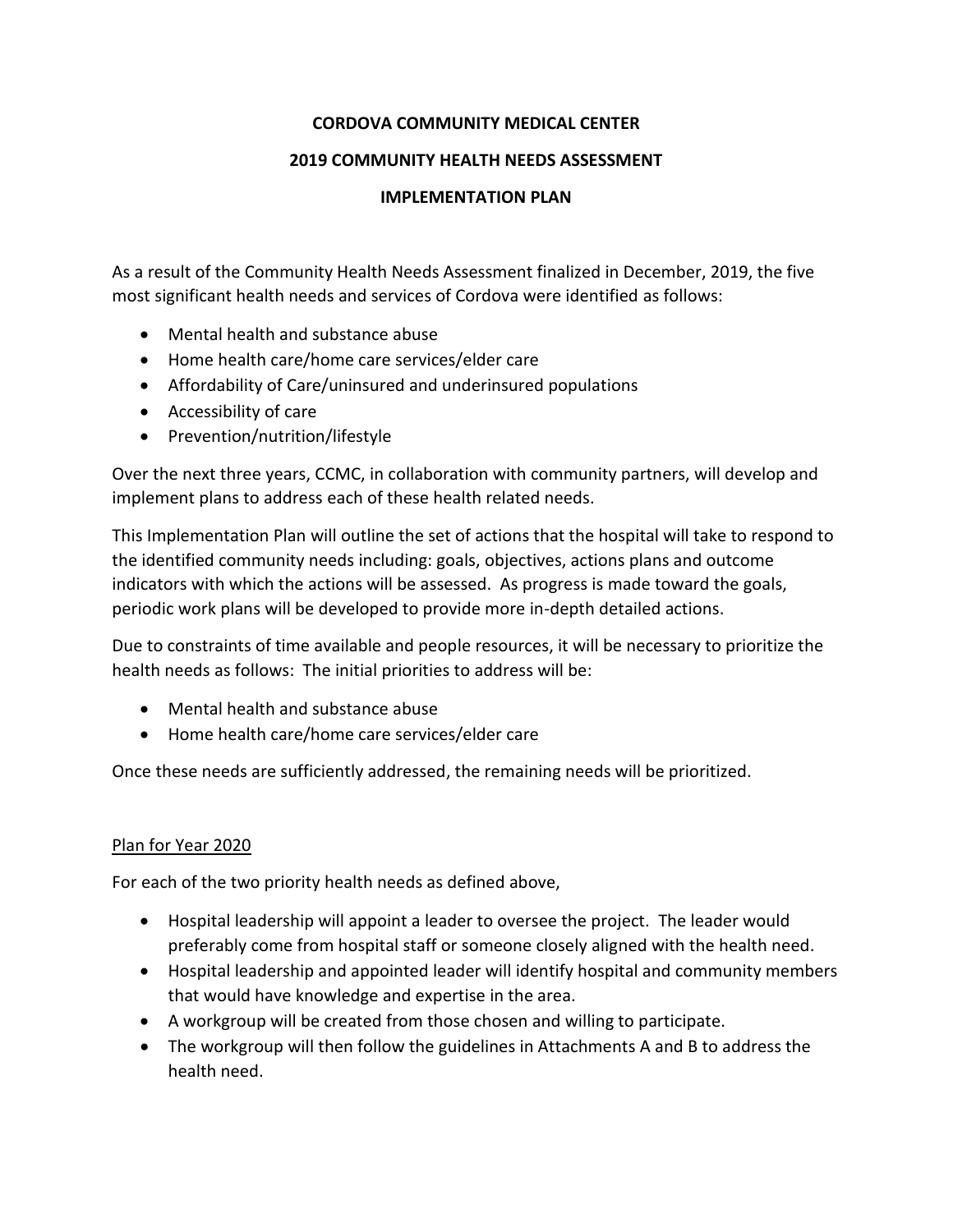# CORDOVA COMMUNITY MEDICAL CENTER

## 2019 COMMUNITY HEALTH NEEDS ASSESSMENT

## IMPLEMENTATION PLAN

As a result of the Community Health Needs Assessment finalized in December, 2019, the five most significant health needs and services of Cordova were identified as follows:

- Mental health and substance abuse
- Home health care/home care services/elder care
- Affordability of Care/uninsured and underinsured populations
- Accessibility of care
- Prevention/nutrition/lifestyle

Over the next three years, CCMC, in collaboration with community partners, will develop and implement plans to address each of these health related needs.

This Implementation Plan will outline the set of actions that the hospital will take to respond to the identified community needs including: goals, objectives, actions plans and outcome indicators with which the actions will be assessed. As progress is made toward the goals, periodic work plans will be developed to provide more in-depth detailed actions.

Due to constraints of time available and people resources, it will be necessary to prioritize the health needs as follows: The initial priorities to address will be:

- Mental health and substance abuse
- Home health care/home care services/elder care

Once these needs are sufficiently addressed, the remaining needs will be prioritized.

<u>Plan for Year 2020</u>

For each of the two priority health needs as defined above,

- Hospital leadership will appoint a leader to oversee the project. The leader would preferably come from hospital staff or someone closely aligned with the health need.
- Hospital leadership and appointed leader will identify hospital and community members that would have knowledge and expertise in the area.
- A workgroup will be created from those chosen and willing to participate.
- The workgroup will then follow the guidelines in Attachments A and B to address the health need.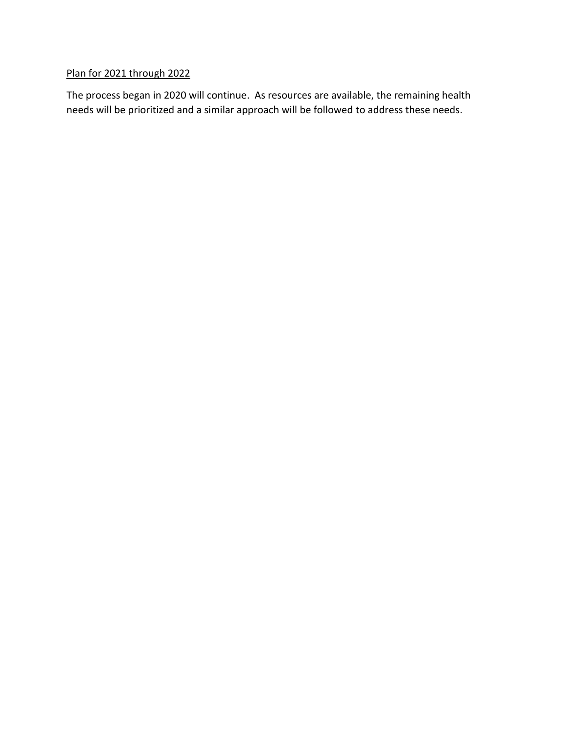Plan for 2021 through 2022

The process began in 2020 will continue. As resources are available, the remaining health needs will be prioritized and a similar approach will be followed to address these needs.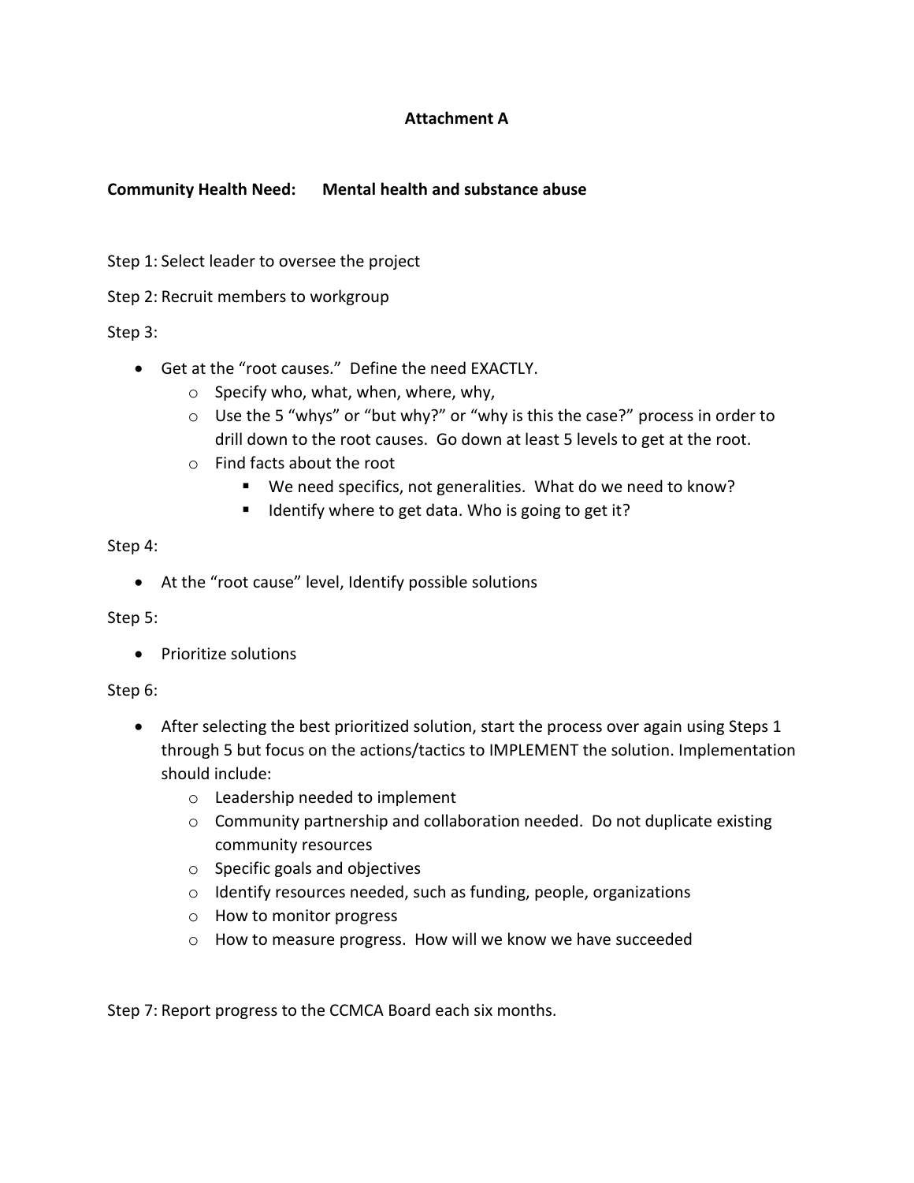# Attachment A

**Community Health Need: Mental health and substance abuse**

Step 1: Select leader to oversee the project

Step 2: Recruit members to workgroup

Step 3:

- Get at the "root causes." Define the need EXACTLY.
  - Specify who, what, when, where, why,
  - Use the 5 "whys" or "but why?" or "why is this the case?" process in order to drill down to the root causes. Go down at least 5 levels to get at the root.
  - Find facts about the root
    - We need specifics, not generalities. What do we need to know?
    - Identify where to get data. Who is going to get it?

Step 4:

- At the "root cause" level, Identify possible solutions

Step 5:

- Prioritize solutions

Step 6:

- After selecting the best prioritized solution, start the process over again using Steps 1 through 5 but focus on the actions/tactics to IMPLEMENT the solution. Implementation should include:
  - Leadership needed to implement
  - Community partnership and collaboration needed. Do not duplicate existing community resources
  - Specific goals and objectives
  - Identify resources needed, such as funding, people, organizations
  - How to monitor progress
  - How to measure progress. How will we know we have succeeded

Step 7: Report progress to the CCMCA Board each six months.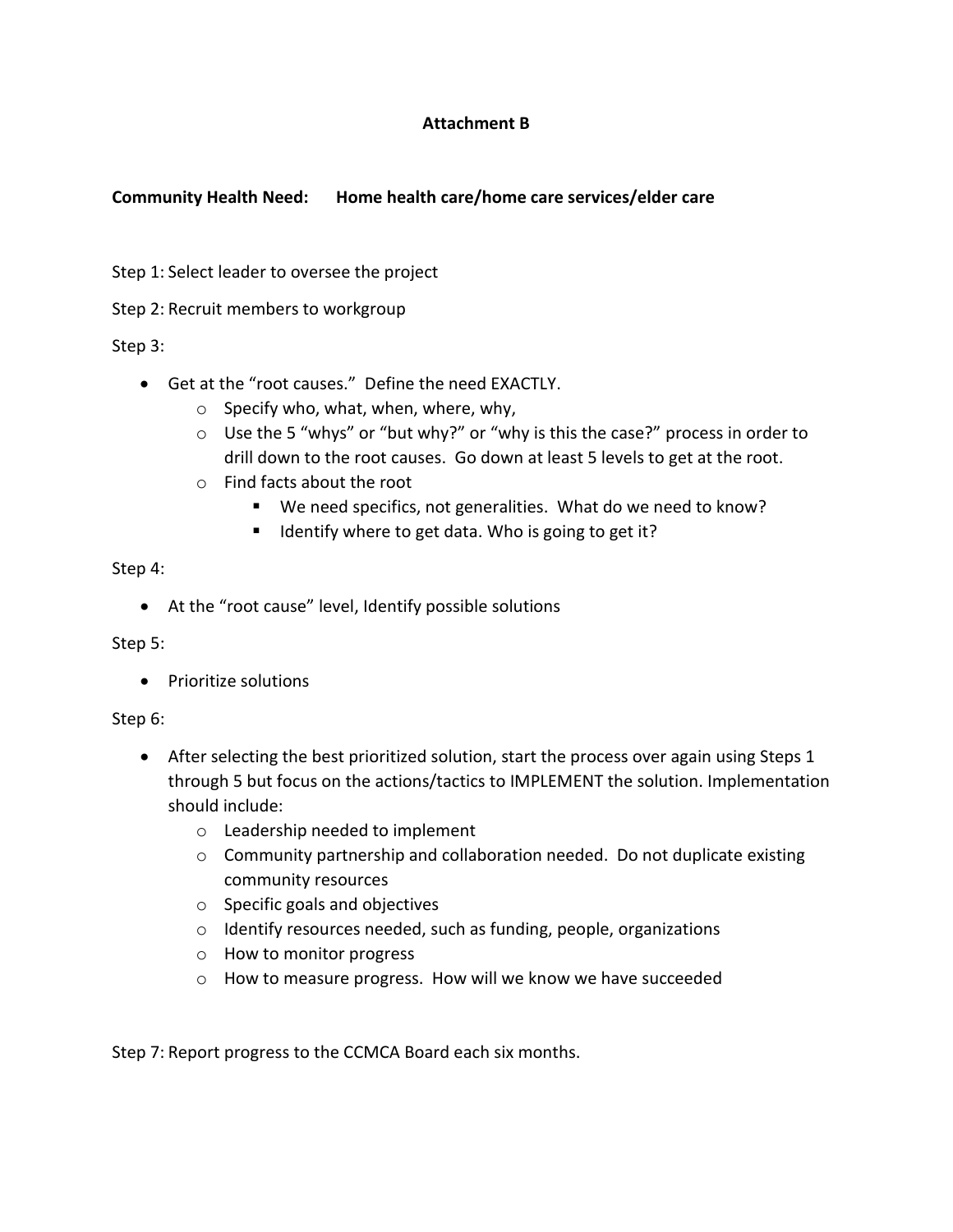## Attachment B

**Community Health Need: Home health care/home care services/elder care**

Step 1: Select leader to oversee the project

Step 2: Recruit members to workgroup

Step 3:

- Get at the "root causes." Define the need EXACTLY.
  - Specify who, what, when, where, why,
  - Use the 5 "whys" or "but why?" or "why is this the case?" process in order to drill down to the root causes. Go down at least 5 levels to get at the root.
  - Find facts about the root
    - We need specifics, not generalities. What do we need to know?
    - Identify where to get data. Who is going to get it?

Step 4:

- At the "root cause" level, Identify possible solutions

Step 5:

- Prioritize solutions

Step 6:

- After selecting the best prioritized solution, start the process over again using Steps 1 through 5 but focus on the actions/tactics to IMPLEMENT the solution. Implementation should include:
  - Leadership needed to implement
  - Community partnership and collaboration needed. Do not duplicate existing community resources
  - Specific goals and objectives
  - Identify resources needed, such as funding, people, organizations
  - How to monitor progress
  - How to measure progress. How will we know we have succeeded

Step 7: Report progress to the CCMCA Board each six months.